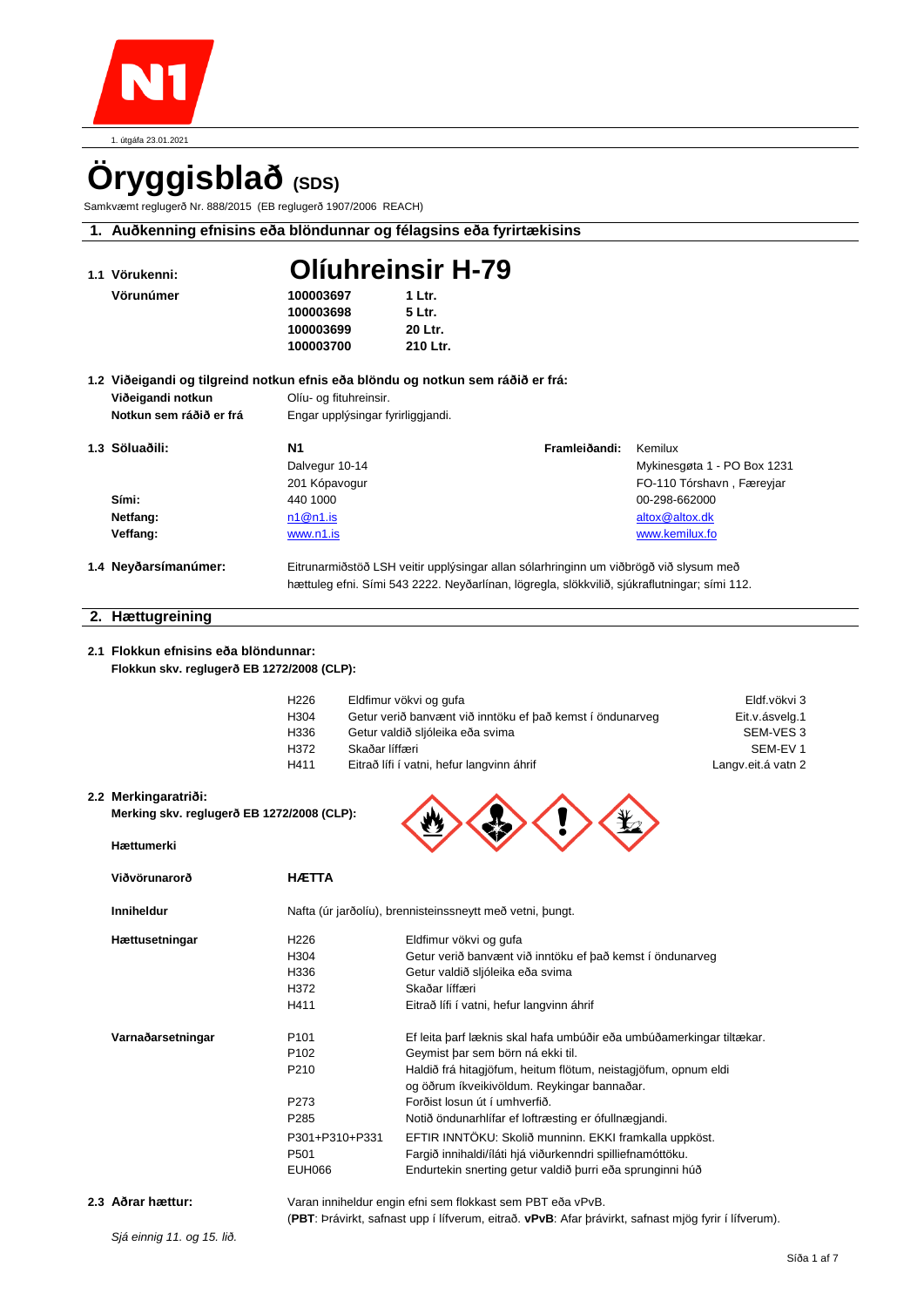1. útgáfa 23.01.2021

# Öryggisblað (SDS)

Samkvæmt reglugerð Nr. 888/2015 (EB reglugerð 1907/2006 REACH)

## 1. Auðkenning efnisins eða blöndunnar og félagsins eða fyrirtækisins

**1.1 Vörukenni:** **Olíuhreinsir H-79**

**Vörunúmer**

| | |
|---|---|
| **100003697** | **1 Ltr.** |
| **100003698** | **5 Ltr.** |
| **100003699** | **20 Ltr.** |
| **100003700** | **210 Ltr.** |

**1.2 Viðeigandi og tilgreind notkun efnis eða blöndu og notkun sem ráðið er frá:**

**Viðeigandi notkun** Olíu- og fituhreinsir.

**Notkun sem ráðið er frá** Engar upplýsingar fyrirliggjandi.

**1.3 Söluaðili:**

**N1**
Dalvegur 10-14
201 Kópavogur
**Sími:** 440 1000
**Netfang:** n1@n1.is
**Veffang:** www.n1.is

**Framleiðandi:** Kemilux
Mykinesgøta 1 - PO Box 1231
FO-110 Tórshavn , Færeyjar
00-298-662000
altox@altox.dk
www.kemilux.fo

**1.4 Neyðarsímanúmer:** Eitrunarmiðstöð LSH veitir upplýsingar allan sólarhringinn um viðbrögð við slysum með hættuleg efni. Sími 543 2222. Neyðarlínan, lögregla, slökkvilið, sjúkraflutningar; sími 112.

## 2. Hættugreining

**2.1 Flokkun efnisins eða blöndunnar:**

**Flokkun skv. reglugerð EB 1272/2008 (CLP):**

| | | |
|---|---|---|
| H226 | Eldfimur vökvi og gufa | Eldf.vökvi 3 |
| H304 | Getur verið banvænt við inntöku ef það kemst í öndunarveg | Eit.v.ásvelg.1 |
| H336 | Getur valdið sljóleika eða svima | SEM-VES 3 |
| H372 | Skaðar líffæri | SEM-EV 1 |
| H411 | Eitrað lífi í vatni, hefur langvinn áhrif | Langv.eit.á vatn 2 |

**2.2 Merkingaratriði:**

**Merking skv. reglugerð EB 1272/2008 (CLP):**

**Hættumerki**

**Viðvörunarorð** **HÆTTA**

**Inniheldur** Nafta (úr jarðolíu), brennisteinssneytt með vetni, þungt.

**Hættusetningar**

| | |
|---|---|
| H226 | Eldfimur vökvi og gufa |
| H304 | Getur verið banvænt við inntöku ef það kemst í öndunarveg |
| H336 | Getur valdið sljóleika eða svima |
| H372 | Skaðar líffæri |
| H411 | Eitrað lífi í vatni, hefur langvinn áhrif |

**Varnaðarsetningar**

| | |
|---|---|
| P101 | Ef leita þarf læknis skal hafa umbúðir eða umbúðamerkingar tiltækar. |
| P102 | Geymist þar sem börn ná ekki til. |
| P210 | Haldið frá hitagjöfum, heitum flötum, neistagjöfum, opnum eldi og öðrum íkveikivöldum. Reykingar bannaðar. |
| P273 | Forðist losun út í umhverfið. |
| P285 | Notið öndunarhlífar ef loftræsting er ófullnægjandi. |
| P301+P310+P331 | EFTIR INNTÖKU: Skolið munninn. EKKI framkalla uppköst. |
| P501 | Fargið innihaldi/íláti hjá viðurkenndri spilliefnamóttöku. |
| EUH066 | Endurtekin snerting getur valdið þurri eða sprunginni húð |

**2.3 Aðrar hættur:** Varan inniheldur engin efni sem flokkast sem PBT eða vPvB.
(**PBT**: Þrávirkt, safnast upp í lífverum, eitrað. **vPvB**: Afar þrávirkt, safnast mjög fyrir í lífverum).

*Sjá einnig 11. og 15. lið.*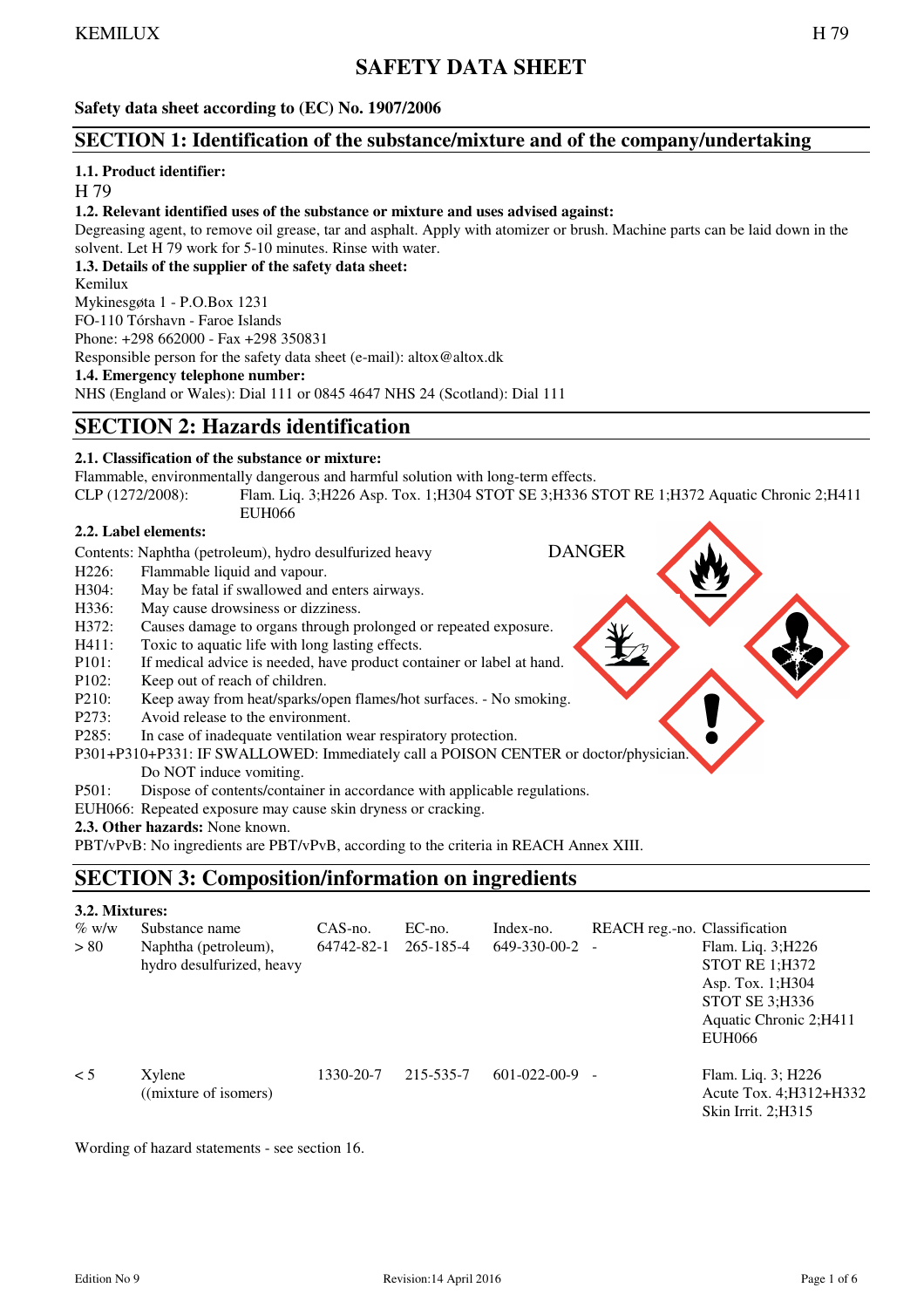# SAFETY DATA SHEET

**Safety data sheet according to (EC) No. 1907/2006**

## SECTION 1: Identification of the substance/mixture and of the company/undertaking

**1.1. Product identifier:**

H 79

**1.2. Relevant identified uses of the substance or mixture and uses advised against:**

Degreasing agent, to remove oil grease, tar and asphalt. Apply with atomizer or brush. Machine parts can be laid down in the solvent. Let H 79 work for 5-10 minutes. Rinse with water.

**1.3. Details of the supplier of the safety data sheet:**

Kemilux
Mykinesgøta 1 - P.O.Box 1231
FO-110 Tórshavn - Faroe Islands
Phone: +298 662000 - Fax +298 350831
Responsible person for the safety data sheet (e-mail): altox@altox.dk

**1.4. Emergency telephone number:**

NHS (England or Wales): Dial 111 or 0845 4647 NHS 24 (Scotland): Dial 111

## SECTION 2: Hazards identification

**2.1. Classification of the substance or mixture:**

Flammable, environmentally dangerous and harmful solution with long-term effects.

CLP (1272/2008): Flam. Liq. 3;H226 Asp. Tox. 1;H304 STOT SE 3;H336 STOT RE 1;H372 Aquatic Chronic 2;H411 EUH066

**2.2. Label elements:**

Contents: Naphtha (petroleum), hydro desulfurized heavy

DANGER

H226: Flammable liquid and vapour.
H304: May be fatal if swallowed and enters airways.
H336: May cause drowsiness or dizziness.
H372: Causes damage to organs through prolonged or repeated exposure.
H411: Toxic to aquatic life with long lasting effects.
P101: If medical advice is needed, have product container or label at hand.
P102: Keep out of reach of children.
P210: Keep away from heat/sparks/open flames/hot surfaces. - No smoking.
P273: Avoid release to the environment.
P285: In case of inadequate ventilation wear respiratory protection.
P301+P310+P331: IF SWALLOWED: Immediately call a POISON CENTER or doctor/physician. Do NOT induce vomiting.
P501: Dispose of contents/container in accordance with applicable regulations.
EUH066: Repeated exposure may cause skin dryness or cracking.

**2.3. Other hazards:** None known.

PBT/vPvB: No ingredients are PBT/vPvB, according to the criteria in REACH Annex XIII.

## SECTION 3: Composition/information on ingredients

**3.2. Mixtures:**

| % w/w | Substance name | CAS-no. | EC-no. | Index-no. | REACH reg.-no. | Classification |
|---|---|---|---|---|---|---|
| > 80 | Naphtha (petroleum), hydro desulfurized, heavy | 64742-82-1 | 265-185-4 | 649-330-00-2 | - | Flam. Liq. 3;H226<br>STOT RE 1;H372<br>Asp. Tox. 1;H304<br>STOT SE 3;H336<br>Aquatic Chronic 2;H411<br>EUH066 |
| < 5 | Xylene ((mixture of isomers) | 1330-20-7 | 215-535-7 | 601-022-00-9 | - | Flam. Liq. 3; H226<br>Acute Tox. 4;H312+H332<br>Skin Irrit. 2;H315 |

Wording of hazard statements - see section 16.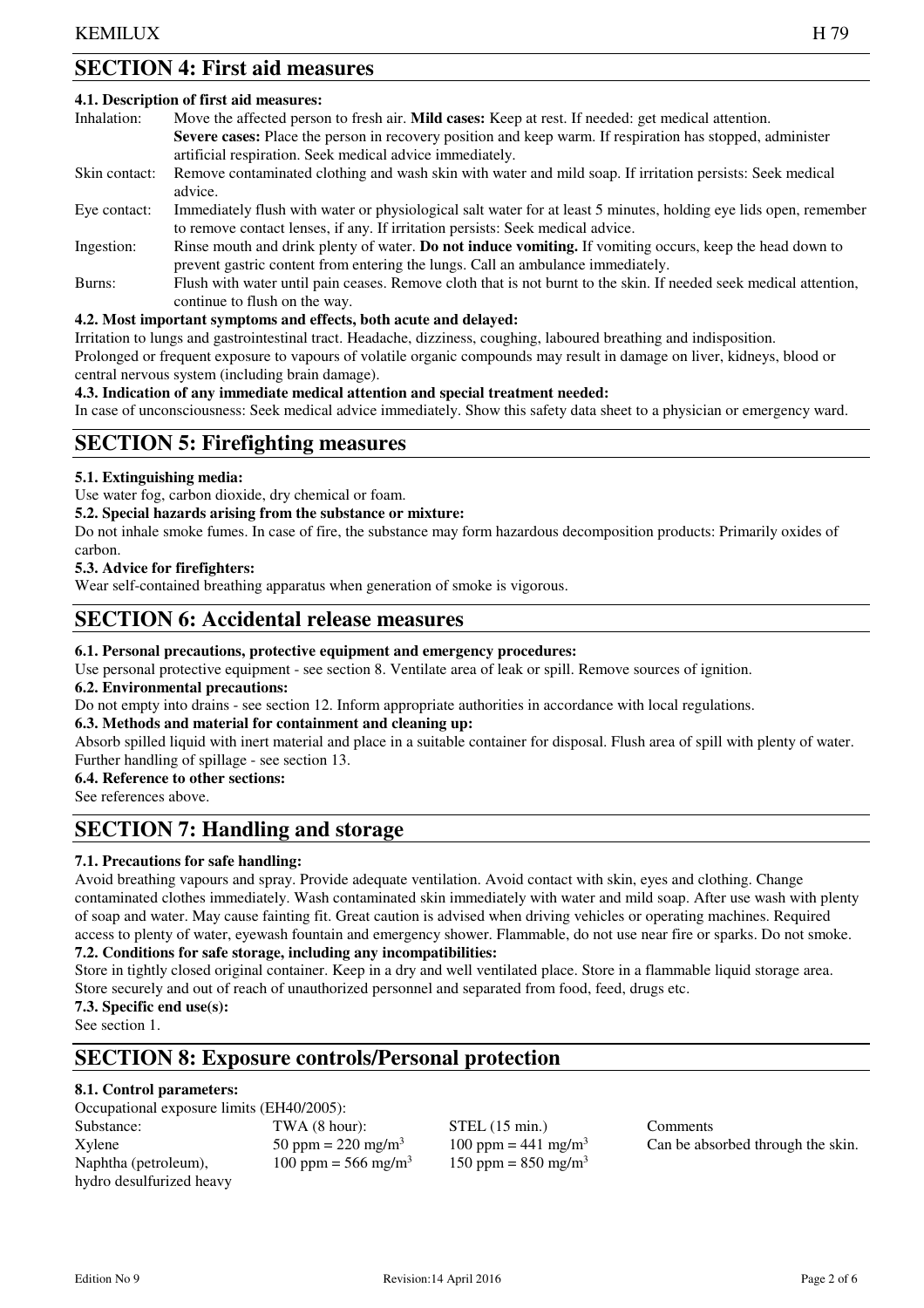## SECTION 4: First aid measures

**4.1. Description of first aid measures:**

| | |
|---|---|
| Inhalation: | Move the affected person to fresh air. **Mild cases:** Keep at rest. If needed: get medical attention. **Severe cases:** Place the person in recovery position and keep warm. If respiration has stopped, administer artificial respiration. Seek medical advice immediately. |
| Skin contact: | Remove contaminated clothing and wash skin with water and mild soap. If irritation persists: Seek medical advice. |
| Eye contact: | Immediately flush with water or physiological salt water for at least 5 minutes, holding eye lids open, remember to remove contact lenses, if any. If irritation persists: Seek medical advice. |
| Ingestion: | Rinse mouth and drink plenty of water. **Do not induce vomiting.** If vomiting occurs, keep the head down to prevent gastric content from entering the lungs. Call an ambulance immediately. |
| Burns: | Flush with water until pain ceases. Remove cloth that is not burnt to the skin. If needed seek medical attention, continue to flush on the way. |

**4.2. Most important symptoms and effects, both acute and delayed:**

Irritation to lungs and gastrointestinal tract. Headache, dizziness, coughing, laboured breathing and indisposition.
Prolonged or frequent exposure to vapours of volatile organic compounds may result in damage on liver, kidneys, blood or central nervous system (including brain damage).

**4.3. Indication of any immediate medical attention and special treatment needed:**

In case of unconsciousness: Seek medical advice immediately. Show this safety data sheet to a physician or emergency ward.

## SECTION 5: Firefighting measures

**5.1. Extinguishing media:**

Use water fog, carbon dioxide, dry chemical or foam.

**5.2. Special hazards arising from the substance or mixture:**

Do not inhale smoke fumes. In case of fire, the substance may form hazardous decomposition products: Primarily oxides of carbon.

**5.3. Advice for firefighters:**

Wear self-contained breathing apparatus when generation of smoke is vigorous.

## SECTION 6: Accidental release measures

**6.1. Personal precautions, protective equipment and emergency procedures:**

Use personal protective equipment - see section 8. Ventilate area of leak or spill. Remove sources of ignition.

**6.2. Environmental precautions:**

Do not empty into drains - see section 12. Inform appropriate authorities in accordance with local regulations.

**6.3. Methods and material for containment and cleaning up:**

Absorb spilled liquid with inert material and place in a suitable container for disposal. Flush area of spill with plenty of water. Further handling of spillage - see section 13.

**6.4. Reference to other sections:**

See references above.

## SECTION 7: Handling and storage

**7.1. Precautions for safe handling:**

Avoid breathing vapours and spray. Provide adequate ventilation. Avoid contact with skin, eyes and clothing. Change contaminated clothes immediately. Wash contaminated skin immediately with water and mild soap. After use wash with plenty of soap and water. May cause fainting fit. Great caution is advised when driving vehicles or operating machines. Required access to plenty of water, eyewash fountain and emergency shower. Flammable, do not use near fire or sparks. Do not smoke.

**7.2. Conditions for safe storage, including any incompatibilities:**

Store in tightly closed original container. Keep in a dry and well ventilated place. Store in a flammable liquid storage area. Store securely and out of reach of unauthorized personnel and separated from food, feed, drugs etc.

**7.3. Specific end use(s):**

See section 1.

## SECTION 8: Exposure controls/Personal protection

**8.1. Control parameters:**

Occupational exposure limits (EH40/2005):

| Substance: | TWA (8 hour): | STEL (15 min.) | Comments |
|---|---|---|---|
| Xylene | 50 ppm = 220 mg/m$^3$ | 100 ppm = 441 mg/m$^3$ | Can be absorbed through the skin. |
| Naphtha (petroleum), hydro desulfurized heavy | 100 ppm = 566 mg/m$^3$ | 150 ppm = 850 mg/m$^3$ | |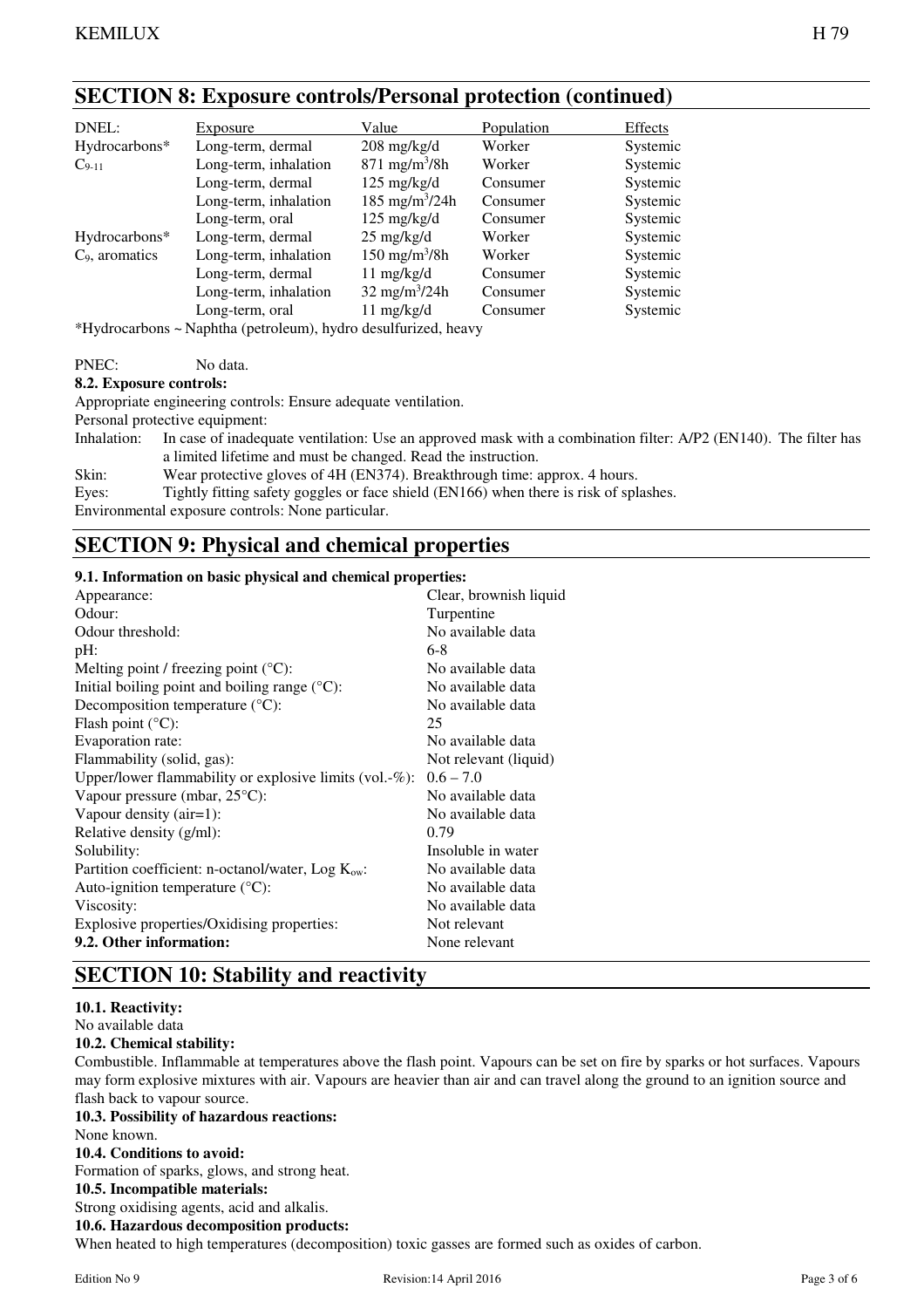## SECTION 8: Exposure controls/Personal protection (continued)

| DNEL: | Exposure | Value | Population | Effects |
|---|---|---|---|---|
| Hydrocarbons* | Long-term, dermal | 208 mg/kg/d | Worker | Systemic |
| $C_{9-11}$ | Long-term, inhalation | 871 $mg/m^3$/8h | Worker | Systemic |
| | Long-term, dermal | 125 mg/kg/d | Consumer | Systemic |
| | Long-term, inhalation | 185 $mg/m^3$/24h | Consumer | Systemic |
| | Long-term, oral | 125 mg/kg/d | Consumer | Systemic |
| Hydrocarbons* | Long-term, dermal | 25 mg/kg/d | Worker | Systemic |
| $C_9$, aromatics | Long-term, inhalation | 150 $mg/m^3$/8h | Worker | Systemic |
| | Long-term, dermal | 11 mg/kg/d | Consumer | Systemic |
| | Long-term, inhalation | 32 $mg/m^3$/24h | Consumer | Systemic |
| | Long-term, oral | 11 mg/kg/d | Consumer | Systemic |

*Hydrocarbons ~ Naphtha (petroleum), hydro desulfurized, heavy

PNEC: No data.

**8.2. Exposure controls:**

Appropriate engineering controls: Ensure adequate ventilation.

Personal protective equipment:

Inhalation: In case of inadequate ventilation: Use an approved mask with a combination filter: A/P2 (EN140). The filter has a limited lifetime and must be changed. Read the instruction.

Skin: Wear protective gloves of 4H (EN374). Breakthrough time: approx. 4 hours.

Eyes: Tightly fitting safety goggles or face shield (EN166) when there is risk of splashes.

Environmental exposure controls: None particular.

## SECTION 9: Physical and chemical properties

**9.1. Information on basic physical and chemical properties:**

| Property | Value |
|---|---|
| Appearance: | Clear, brownish liquid |
| Odour: | Turpentine |
| Odour threshold: | No available data |
| pH: | 6-8 |
| Melting point / freezing point (°C): | No available data |
| Initial boiling point and boiling range (°C): | No available data |
| Decomposition temperature (°C): | No available data |
| Flash point (°C): | 25 |
| Evaporation rate: | No available data |
| Flammability (solid, gas): | Not relevant (liquid) |
| Upper/lower flammability or explosive limits (vol.-%): | 0.6 – 7.0 |
| Vapour pressure (mbar, 25°C): | No available data |
| Vapour density (air=1): | No available data |
| Relative density (g/ml): | 0.79 |
| Solubility: | Insoluble in water |
| Partition coefficient: n-octanol/water, Log $K_{ow}$: | No available data |
| Auto-ignition temperature (°C): | No available data |
| Viscosity: | No available data |
| Explosive properties/Oxidising properties: | Not relevant |
| **9.2. Other information:** | None relevant |

## SECTION 10: Stability and reactivity

**10.1. Reactivity:**

No available data

**10.2. Chemical stability:**

Combustible. Inflammable at temperatures above the flash point. Vapours can be set on fire by sparks or hot surfaces. Vapours may form explosive mixtures with air. Vapours are heavier than air and can travel along the ground to an ignition source and flash back to vapour source.

**10.3. Possibility of hazardous reactions:**

None known.

**10.4. Conditions to avoid:**

Formation of sparks, glows, and strong heat.

**10.5. Incompatible materials:**

Strong oxidising agents, acid and alkalis.

**10.6. Hazardous decomposition products:**

When heated to high temperatures (decomposition) toxic gasses are formed such as oxides of carbon.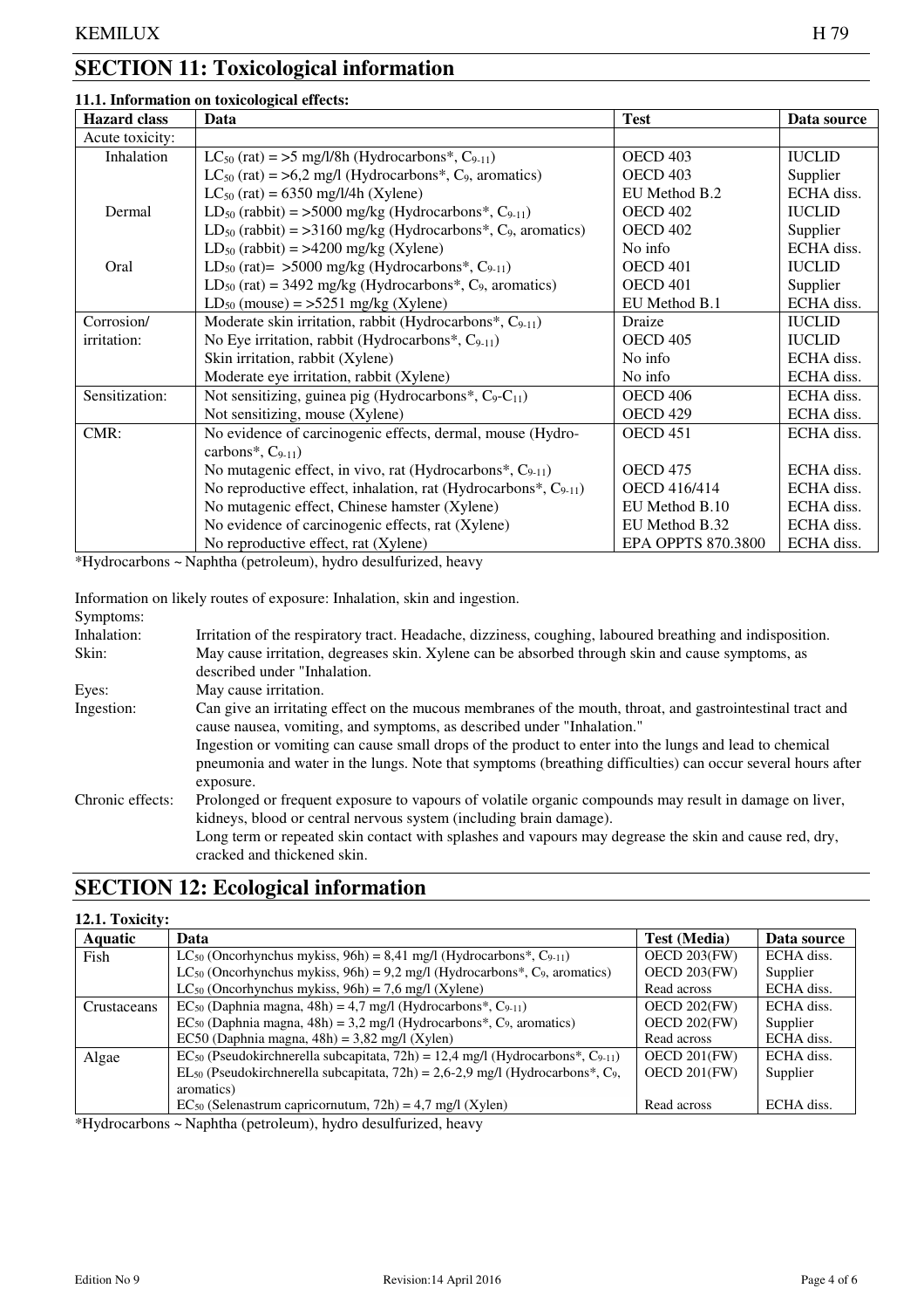# SECTION 11: Toxicological information

### 11.1. Information on toxicological effects:

| Hazard class | Data | Test | Data source |
|---|---|---|---|
| Acute toxicity: | | | |
| Inhalation | $LC_{50}$ (rat) = >5 mg/l/8h (Hydrocarbons*, $C_{9-11}$) | OECD 403 | IUCLID |
| | $LC_{50}$ (rat) = >6,2 mg/l (Hydrocarbons*, $C_9$, aromatics) | OECD 403 | Supplier |
| | $LC_{50}$ (rat) = 6350 mg/l/4h (Xylene) | EU Method B.2 | ECHA diss. |
| Dermal | $LD_{50}$ (rabbit) = >5000 mg/kg (Hydrocarbons*, $C_{9-11}$) | OECD 402 | IUCLID |
| | $LD_{50}$ (rabbit) = >3160 mg/kg (Hydrocarbons*, $C_9$, aromatics) | OECD 402 | Supplier |
| | $LD_{50}$ (rabbit) = >4200 mg/kg (Xylene) | No info | ECHA diss. |
| Oral | $LD_{50}$ (rat)= >5000 mg/kg (Hydrocarbons*, $C_{9-11}$) | OECD 401 | IUCLID |
| | $LD_{50}$ (rat) = 3492 mg/kg (Hydrocarbons*, $C_9$, aromatics) | OECD 401 | Supplier |
| | $LD_{50}$ (mouse) = >5251 mg/kg (Xylene) | EU Method B.1 | ECHA diss. |
| Corrosion/ irritation: | Moderate skin irritation, rabbit (Hydrocarbons*, $C_{9-11}$) | Draize | IUCLID |
| | No Eye irritation, rabbit (Hydrocarbons*, $C_{9-11}$) | OECD 405 | IUCLID |
| | Skin irritation, rabbit (Xylene) | No info | ECHA diss. |
| | Moderate eye irritation, rabbit (Xylene) | No info | ECHA diss. |
| Sensitization: | Not sensitizing, guinea pig (Hydrocarbons*, $C_9$-$C_{11}$) | OECD 406 | ECHA diss. |
| | Not sensitizing, mouse (Xylene) | OECD 429 | ECHA diss. |
| CMR: | No evidence of carcinogenic effects, dermal, mouse (Hydrocarbons*, $C_{9-11}$) | OECD 451 | ECHA diss. |
| | No mutagenic effect, in vivo, rat (Hydrocarbons*, $C_{9-11}$) | OECD 475 | ECHA diss. |
| | No reproductive effect, inhalation, rat (Hydrocarbons*, $C_{9-11}$) | OECD 416/414 | ECHA diss. |
| | No mutagenic effect, Chinese hamster (Xylene) | EU Method B.10 | ECHA diss. |
| | No evidence of carcinogenic effects, rat (Xylene) | EU Method B.32 | ECHA diss. |
| | No reproductive effect, rat (Xylene) | EPA OPPTS 870.3800 | ECHA diss. |

*Hydrocarbons ~ Naphtha (petroleum), hydro desulfurized, heavy

Information on likely routes of exposure: Inhalation, skin and ingestion.

Symptoms:

**Inhalation:** Irritation of the respiratory tract. Headache, dizziness, coughing, laboured breathing and indisposition.

**Skin:** May cause irritation, degreases skin. Xylene can be absorbed through skin and cause symptoms, as described under "Inhalation.

**Eyes:** May cause irritation.

**Ingestion:** Can give an irritating effect on the mucous membranes of the mouth, throat, and gastrointestinal tract and cause nausea, vomiting, and symptoms, as described under "Inhalation."
Ingestion or vomiting can cause small drops of the product to enter into the lungs and lead to chemical pneumonia and water in the lungs. Note that symptoms (breathing difficulties) can occur several hours after exposure.

**Chronic effects:** Prolonged or frequent exposure to vapours of volatile organic compounds may result in damage on liver, kidneys, blood or central nervous system (including brain damage).
Long term or repeated skin contact with splashes and vapours may degrease the skin and cause red, dry, cracked and thickened skin.

# SECTION 12: Ecological information

### 12.1. Toxicity:

| Aquatic | Data | Test (Media) | Data source |
|---|---|---|---|
| Fish | $LC_{50}$ (Oncorhynchus mykiss, 96h) = 8,41 mg/l (Hydrocarbons*, $C_{9-11}$) | OECD 203(FW) | ECHA diss. |
| | $LC_{50}$ (Oncorhynchus mykiss, 96h) = 9,2 mg/l (Hydrocarbons*, $C_9$, aromatics) | OECD 203(FW) | Supplier |
| | $LC_{50}$ (Oncorhynchus mykiss, 96h) = 7,6 mg/l (Xylene) | Read across | ECHA diss. |
| Crustaceans | $EC_{50}$ (Daphnia magna, 48h) = 4,7 mg/l (Hydrocarbons*, $C_{9-11}$) | OECD 202(FW) | ECHA diss. |
| | $EC_{50}$ (Daphnia magna, 48h) = 3,2 mg/l (Hydrocarbons*, $C_9$, aromatics) | OECD 202(FW) | Supplier |
| | EC50 (Daphnia magna, 48h) = 3,82 mg/l (Xylen) | Read across | ECHA diss. |
| Algae | $EC_{50}$ (Pseudokirchnerella subcapitata, 72h) = 12,4 mg/l (Hydrocarbons*, $C_{9-11}$) | OECD 201(FW) | ECHA diss. |
| | $EL_{50}$ (Pseudokirchnerella subcapitata, 72h) = 2,6-2,9 mg/l (Hydrocarbons*, $C_9$, aromatics) | OECD 201(FW) | Supplier |
| | $EC_{50}$ (Selenastrum capricornutum, 72h) = 4,7 mg/l (Xylen) | Read across | ECHA diss. |

*Hydrocarbons ~ Naphtha (petroleum), hydro desulfurized, heavy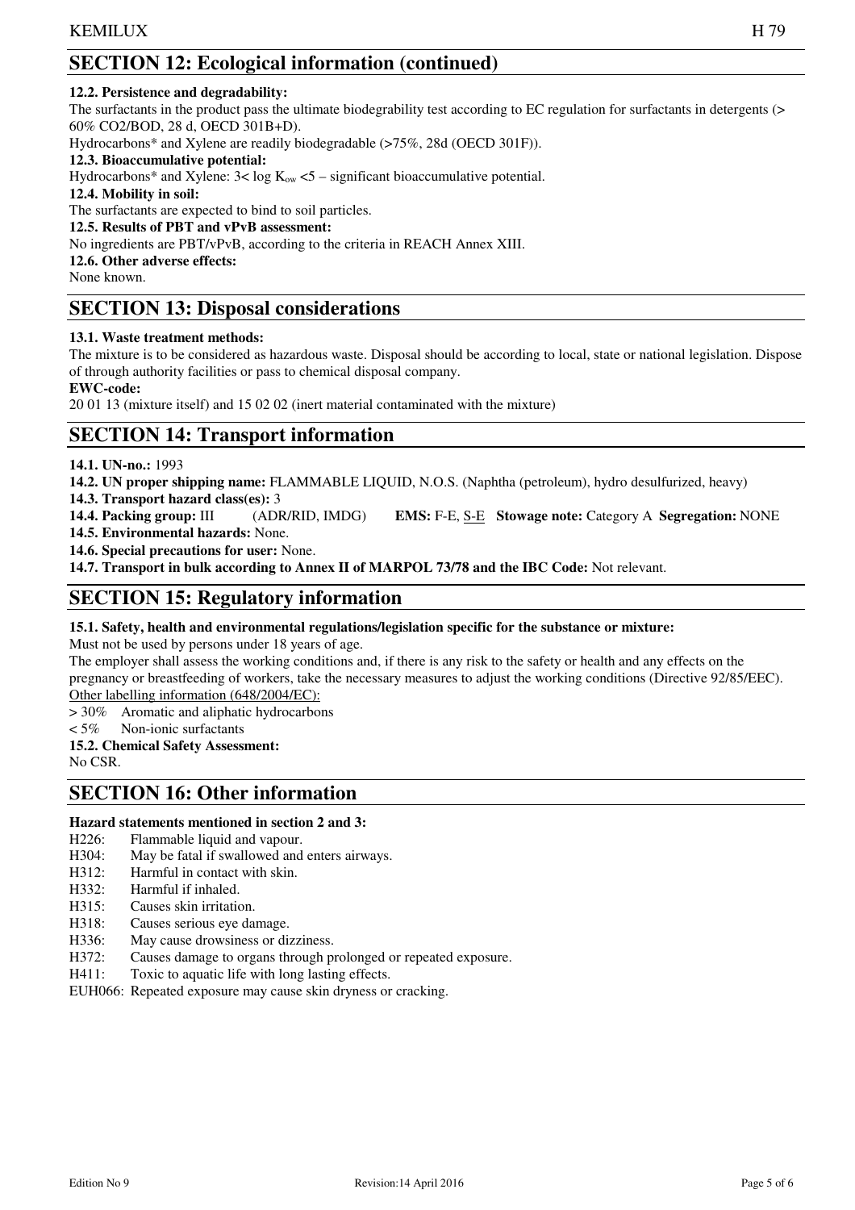## SECTION 12: Ecological information (continued)

**12.2. Persistence and degradability:**

The surfactants in the product pass the ultimate biodegrability test according to EC regulation for surfactants in detergents (> 60% CO2/BOD, 28 d, OECD 301B+D).

Hydrocarbons* and Xylene are readily biodegradable (>75%, 28d (OECD 301F)).

**12.3. Bioaccumulative potential:**

Hydrocarbons* and Xylene: 3< log $K_{ow}$ <5 – significant bioaccumulative potential.

**12.4. Mobility in soil:**

The surfactants are expected to bind to soil particles.

**12.5. Results of PBT and vPvB assessment:**

No ingredients are PBT/vPvB, according to the criteria in REACH Annex XIII.

**12.6. Other adverse effects:**

None known.

## SECTION 13: Disposal considerations

**13.1. Waste treatment methods:**

The mixture is to be considered as hazardous waste. Disposal should be according to local, state or national legislation. Dispose of through authority facilities or pass to chemical disposal company.

**EWC-code:**

20 01 13 (mixture itself) and 15 02 02 (inert material contaminated with the mixture)

## SECTION 14: Transport information

**14.1. UN-no.:** 1993

**14.2. UN proper shipping name:** FLAMMABLE LIQUID, N.O.S. (Naphtha (petroleum), hydro desulfurized, heavy)

**14.3. Transport hazard class(es):** 3

**14.4. Packing group:** III (ADR/RID, IMDG) **EMS:** F-E, S-E **Stowage note:** Category A **Segregation:** NONE

**14.5. Environmental hazards:** None.

**14.6. Special precautions for user:** None.

**14.7. Transport in bulk according to Annex II of MARPOL 73/78 and the IBC Code:** Not relevant.

## SECTION 15: Regulatory information

**15.1. Safety, health and environmental regulations/legislation specific for the substance or mixture:**

Must not be used by persons under 18 years of age.

The employer shall assess the working conditions and, if there is any risk to the safety or health and any effects on the pregnancy or breastfeeding of workers, take the necessary measures to adjust the working conditions (Directive 92/85/EEC).

Other labelling information (648/2004/EC):

> 30% Aromatic and aliphatic hydrocarbons

< 5% Non-ionic surfactants

**15.2. Chemical Safety Assessment:**

No CSR.

## SECTION 16: Other information

**Hazard statements mentioned in section 2 and 3:**

H226: Flammable liquid and vapour.
H304: May be fatal if swallowed and enters airways.
H312: Harmful in contact with skin.
H332: Harmful if inhaled.
H315: Causes skin irritation.
H318: Causes serious eye damage.
H336: May cause drowsiness or dizziness.
H372: Causes damage to organs through prolonged or repeated exposure.
H411: Toxic to aquatic life with long lasting effects.
EUH066: Repeated exposure may cause skin dryness or cracking.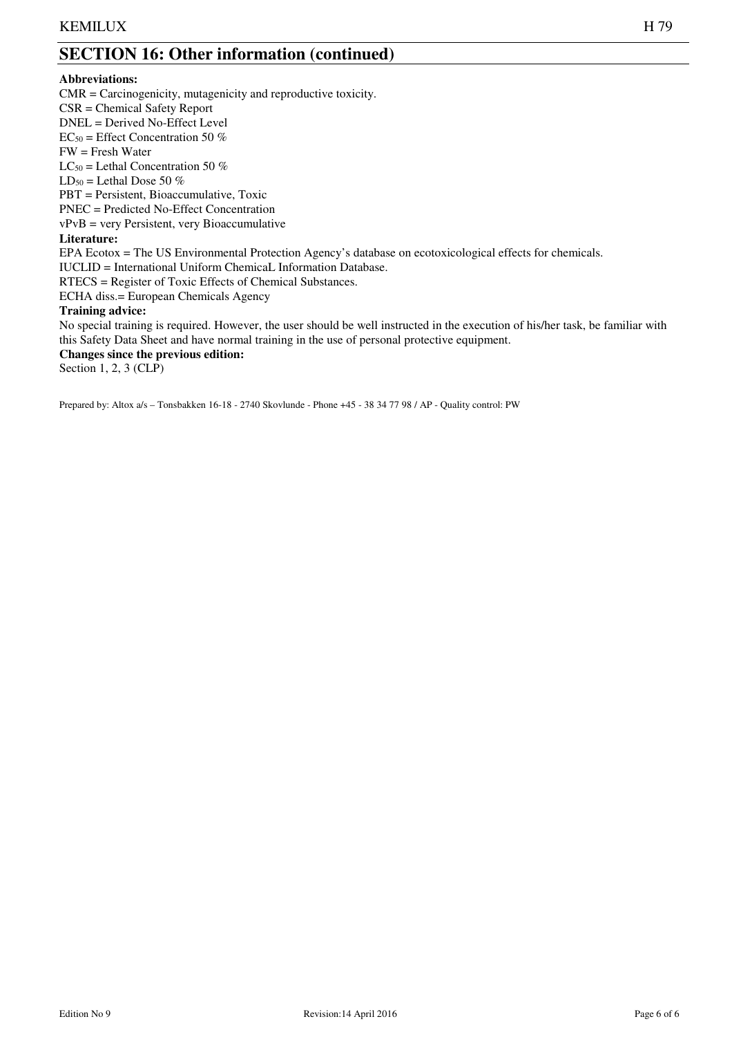## SECTION 16: Other information (continued)

**Abbreviations:**

CMR = Carcinogenicity, mutagenicity and reproductive toxicity.
CSR = Chemical Safety Report
DNEL = Derived No-Effect Level
$EC_{50}$ = Effect Concentration 50 %
FW = Fresh Water
$LC_{50}$ = Lethal Concentration 50 %
$LD_{50}$ = Lethal Dose 50 %
PBT = Persistent, Bioaccumulative, Toxic
PNEC = Predicted No-Effect Concentration
vPvB = very Persistent, very Bioaccumulative

**Literature:**

EPA Ecotox = The US Environmental Protection Agency's database on ecotoxicological effects for chemicals.
IUCLID = International Uniform ChemicaL Information Database.
RTECS = Register of Toxic Effects of Chemical Substances.
ECHA diss.= European Chemicals Agency

**Training advice:**

No special training is required. However, the user should be well instructed in the execution of his/her task, be familiar with this Safety Data Sheet and have normal training in the use of personal protective equipment.

**Changes since the previous edition:**

Section 1, 2, 3 (CLP)

Prepared by: Altox a/s – Tonsbakken 16-18 - 2740 Skovlunde - Phone +45 - 38 34 77 98 / AP - Quality control: PW